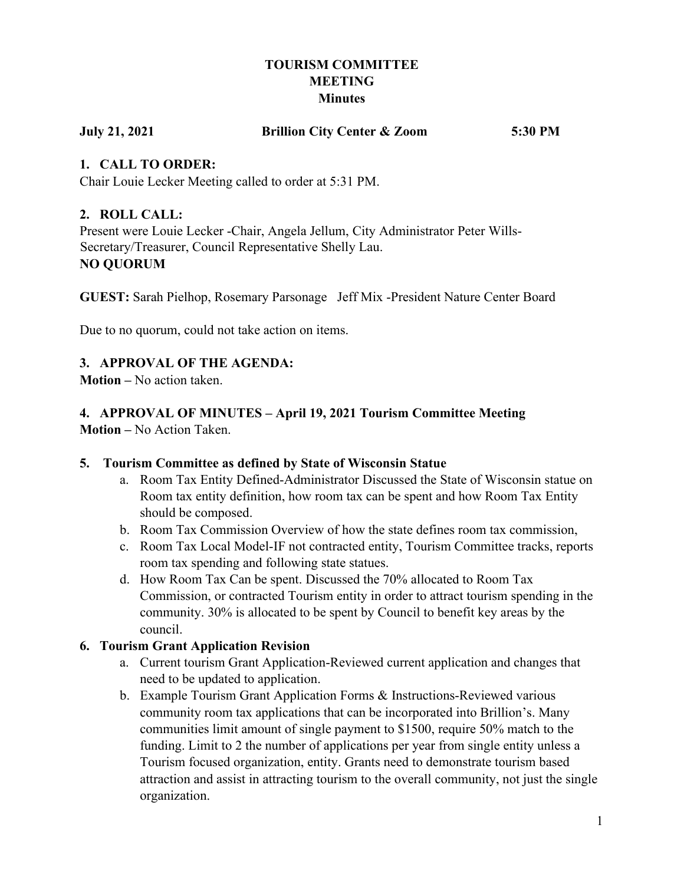# TOURISM COMMITTEE MEETING Minutes

**July 21, 2021** **Brillion City Center & Zoom** **5:30 PM**

## 1. CALL TO ORDER:

Chair Louie Lecker Meeting called to order at 5:31 PM.

## 2. ROLL CALL:

Present were Louie Lecker -Chair, Angela Jellum, City Administrator Peter Wills-Secretary/Treasurer, Council Representative Shelly Lau.

**NO QUORUM**

**GUEST:** Sarah Pielhop, Rosemary Parsonage Jeff Mix -President Nature Center Board

Due to no quorum, could not take action on items.

## 3. APPROVAL OF THE AGENDA:

**Motion –** No action taken.

## 4. APPROVAL OF MINUTES – April 19, 2021 Tourism Committee Meeting

**Motion –** No Action Taken.

## 5. Tourism Committee as defined by State of Wisconsin Statue

a. Room Tax Entity Defined-Administrator Discussed the State of Wisconsin statue on Room tax entity definition, how room tax can be spent and how Room Tax Entity should be composed.

b. Room Tax Commission Overview of how the state defines room tax commission,

c. Room Tax Local Model-IF not contracted entity, Tourism Committee tracks, reports room tax spending and following state statues.

d. How Room Tax Can be spent. Discussed the 70% allocated to Room Tax Commission, or contracted Tourism entity in order to attract tourism spending in the community. 30% is allocated to be spent by Council to benefit key areas by the council.

## 6. Tourism Grant Application Revision

a. Current tourism Grant Application-Reviewed current application and changes that need to be updated to application.

b. Example Tourism Grant Application Forms & Instructions-Reviewed various community room tax applications that can be incorporated into Brillion's. Many communities limit amount of single payment to $1500, require 50% match to the funding. Limit to 2 the number of applications per year from single entity unless a Tourism focused organization, entity. Grants need to demonstrate tourism based attraction and assist in attracting tourism to the overall community, not just the single organization.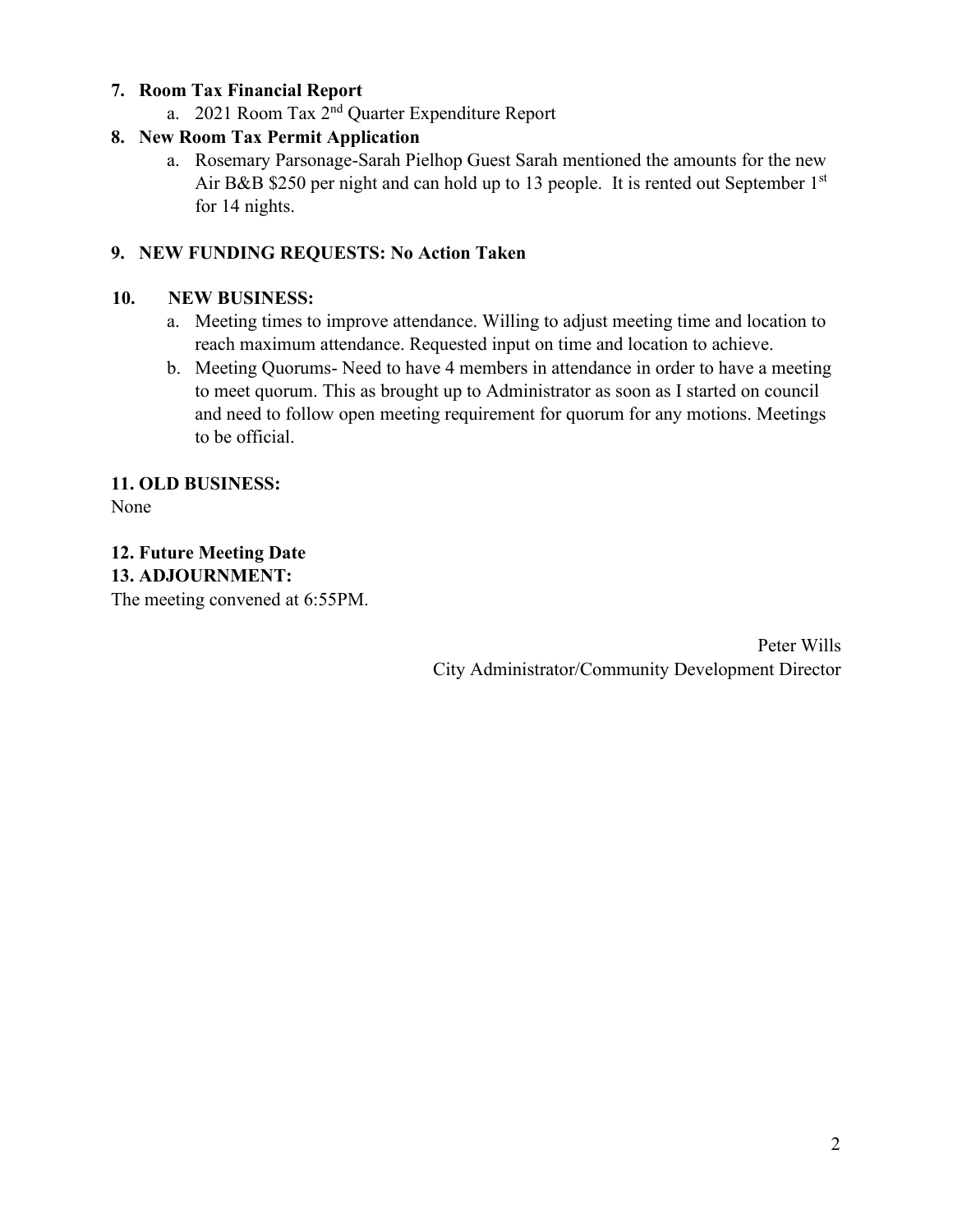**7. Room Tax Financial Report**

a. 2021 Room Tax 2nd Quarter Expenditure Report

**8. New Room Tax Permit Application**

a. Rosemary Parsonage-Sarah Pielhop Guest Sarah mentioned the amounts for the new Air B&B $250 per night and can hold up to 13 people. It is rented out September 1st for 14 nights.

**9. NEW FUNDING REQUESTS: No Action Taken**

**10. NEW BUSINESS:**

a. Meeting times to improve attendance. Willing to adjust meeting time and location to reach maximum attendance. Requested input on time and location to achieve.

b. Meeting Quorums- Need to have 4 members in attendance in order to have a meeting to meet quorum. This as brought up to Administrator as soon as I started on council and need to follow open meeting requirement for quorum for any motions. Meetings to be official.

**11. OLD BUSINESS:**

None

**12. Future Meeting Date**

**13. ADJOURNMENT:**

The meeting convened at 6:55PM.

Peter Wills
City Administrator/Community Development Director